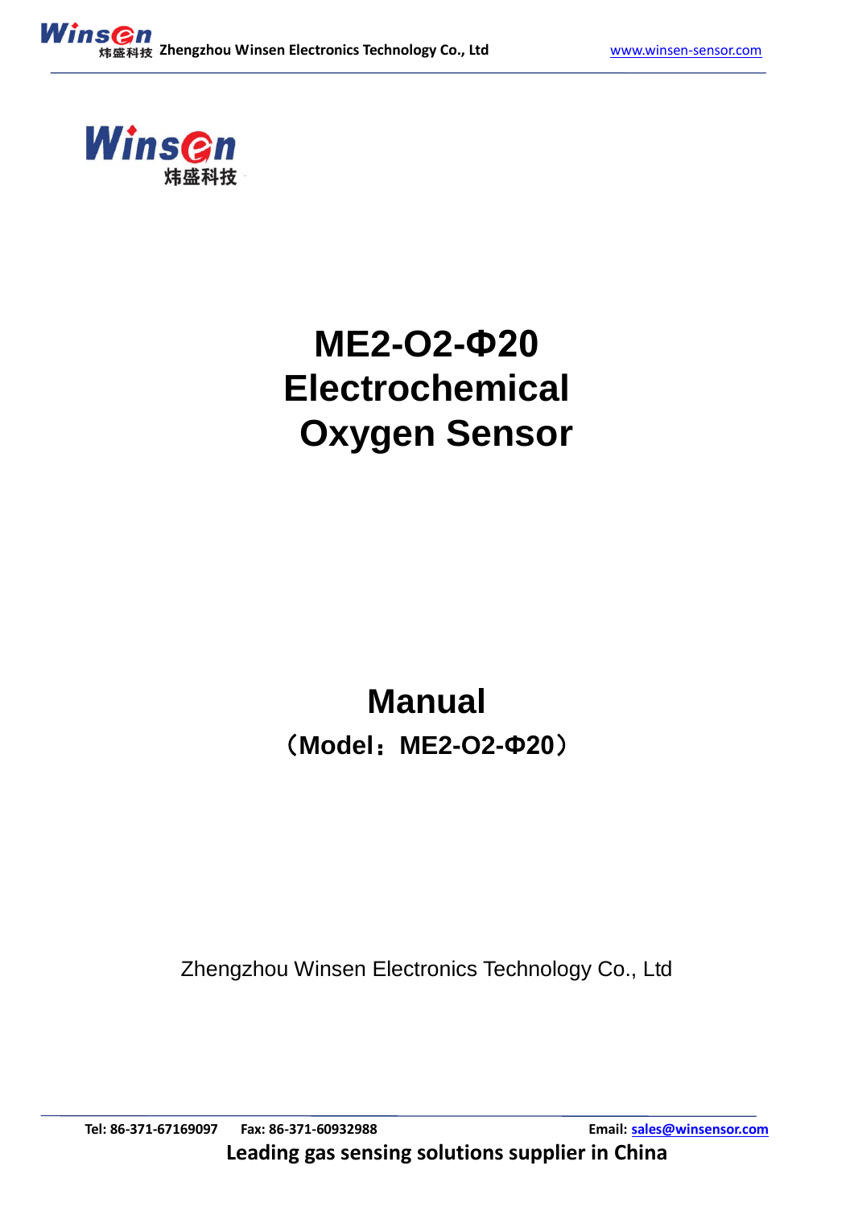Winsen 炜盛科技

# ME2-O2-Φ20 Electrochemical Oxygen Sensor

# Manual

**（Model：ME2-O2-Φ20）**

Zhengzhou Winsen Electronics Technology Co., Ltd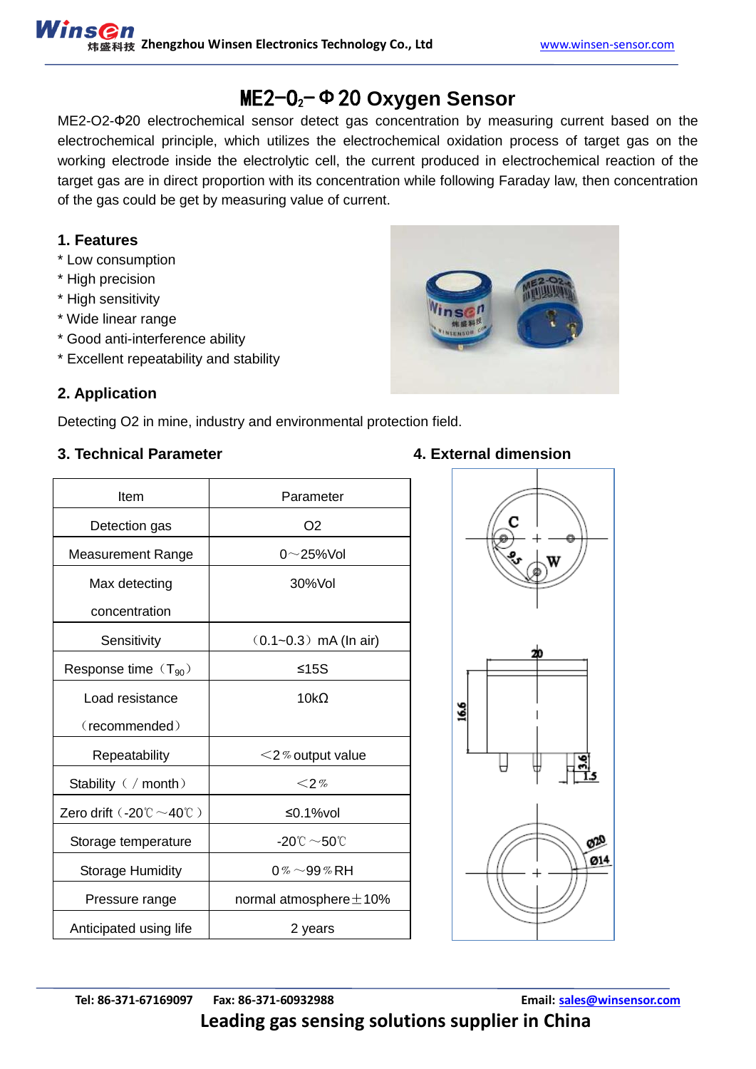# ME2-$O_2$-Φ20 Oxygen Sensor

ME2-O2-Φ20 electrochemical sensor detect gas concentration by measuring current based on the electrochemical principle, which utilizes the electrochemical oxidation process of target gas on the working electrode inside the electrolytic cell, the current produced in electrochemical reaction of the target gas are in direct proportion with its concentration while following Faraday law, then concentration of the gas could be get by measuring value of current.

## 1. Features

* Low consumption
* High precision
* High sensitivity
* Wide linear range
* Good anti-interference ability
* Excellent repeatability and stability

## 2. Application

Detecting O2 in mine, industry and environmental protection field.

## 3. Technical Parameter

| Item | Parameter |
|---|---|
| Detection gas | O2 |
| Measurement Range | 0～25%Vol |
| Max detecting concentration | 30%Vol |
| Sensitivity | （0.1~0.3）mA (In air) |
| Response time（$T_{90}$） | ≤15S |
| Load resistance （recommended） | 10kΩ |
| Repeatability | ＜2％output value |
| Stability（ / month） | ＜2％ |
| Zero drift（-20℃～40℃） | ≤0.1%vol |
| Storage temperature | -20℃～50℃ |
| Storage Humidity | 0％～99％RH |
| Pressure range | normal atmosphere±10% |
| Anticipated using life | 2 years |

## 4. External dimension

C W 9.5 20 16.6 3.6 1.5 Ø20 Ø14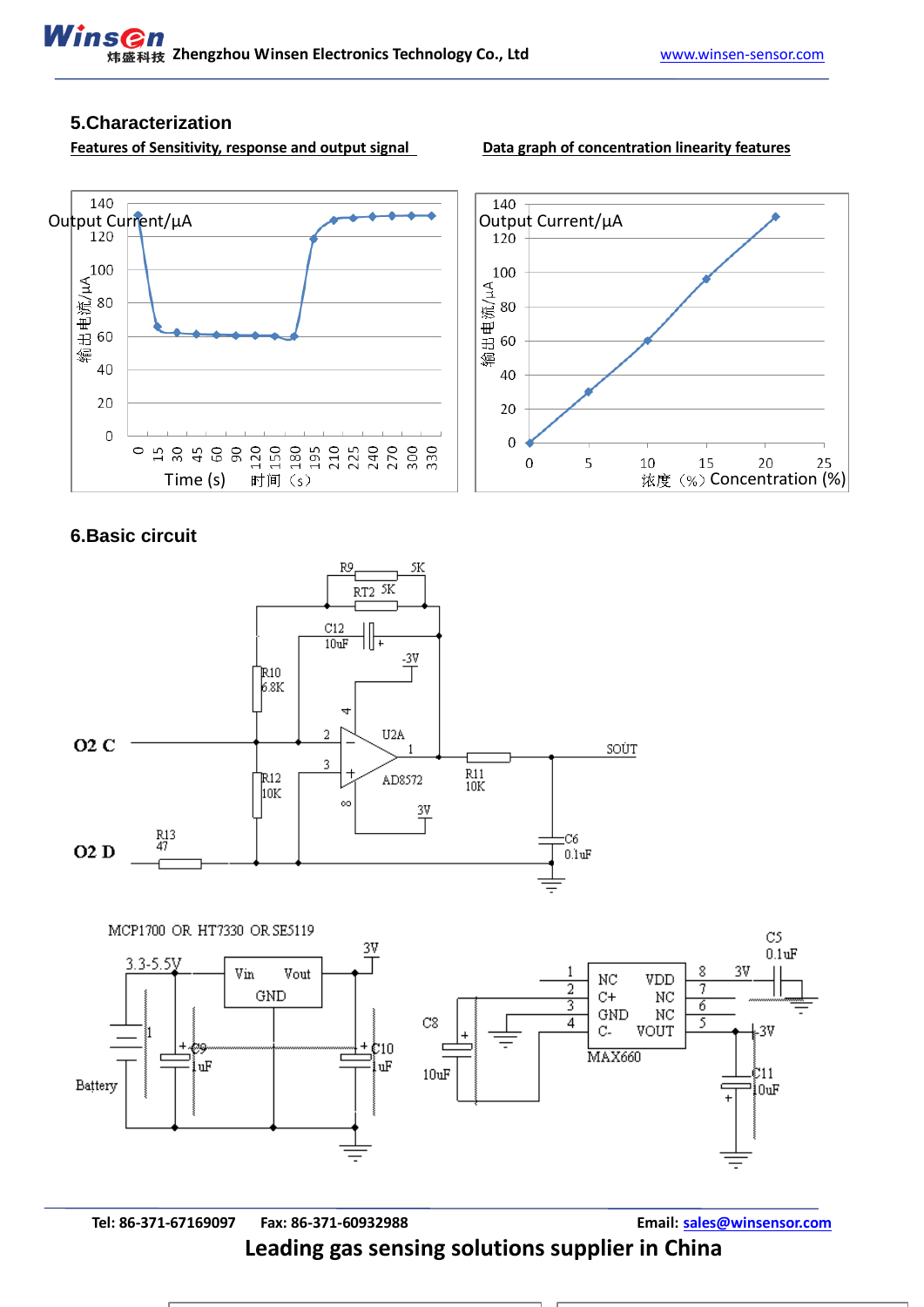## 5.Characterization

**Features of Sensitivity, response and output signal**

140
Output Current/μA
120
100
输出电流/μA
80
60
40
20
0
0 15 30 45 60 90 120 150 180 195 210 225 240 270 300 330
Time (s) 时间（s）

**Data graph of concentration linearity features**

140
Output Current/μA
120
100
输出电流/μA
80
60
40
20
0
0 5 10 15 20 25
浓度（%）Concentration (%)

## 6.Basic circuit

R9 5K, RT2 5K, C12 10uF, -3V, R10 6.8K, O2 C, U2A, AD8572, R12 10K, 3V, R11 10K, SOUT, R13 47, O2 D, C6 0.1uF

MCP1700 OR HT7330 OR SE5119

3.3-5.5V, Vin, Vout, GND, 3V, Battery, C9 1uF, C10 1uF

C8 10uF, MAX660: 1 NC, 2 C+, 3 GND, 4 C-, 8 VDD, 7 NC, 6 NC, 5 VOUT; 3V, C5 0.1uF, -3V, C11 10uF

Tel: 86-371-67169097 Fax: 86-371-60932988 Email: sales@winsensor.com

**Leading gas sensing solutions supplier in China**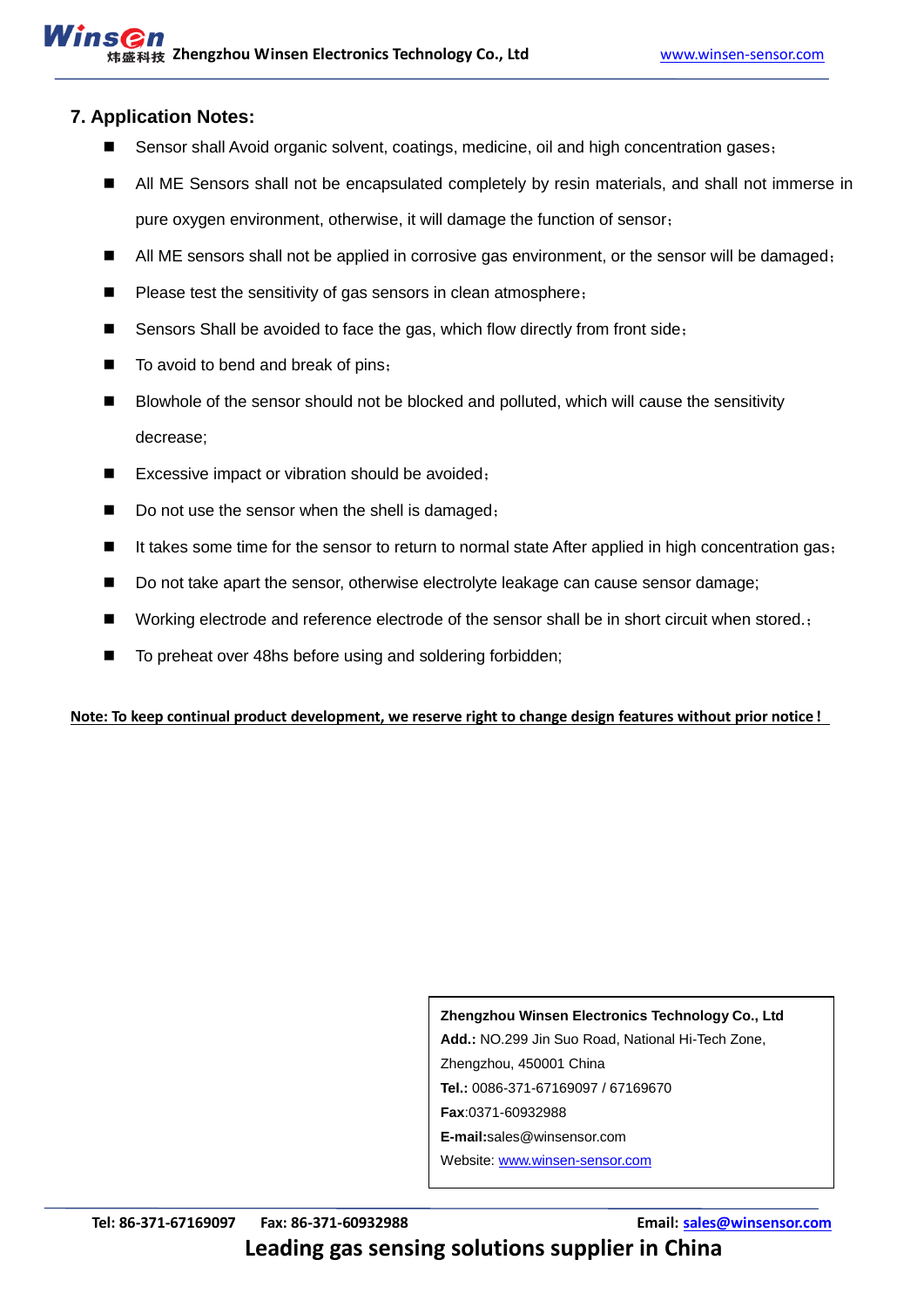## 7. Application Notes:

- Sensor shall Avoid organic solvent, coatings, medicine, oil and high concentration gases；
- All ME Sensors shall not be encapsulated completely by resin materials, and shall not immerse in pure oxygen environment, otherwise, it will damage the function of sensor；
- All ME sensors shall not be applied in corrosive gas environment, or the sensor will be damaged；
- Please test the sensitivity of gas sensors in clean atmosphere；
- Sensors Shall be avoided to face the gas, which flow directly from front side；
- To avoid to bend and break of pins；
- Blowhole of the sensor should not be blocked and polluted, which will cause the sensitivity decrease;
- Excessive impact or vibration should be avoided；
- Do not use the sensor when the shell is damaged；
- It takes some time for the sensor to return to normal state After applied in high concentration gas；
- Do not take apart the sensor, otherwise electrolyte leakage can cause sensor damage;
- Working electrode and reference electrode of the sensor shall be in short circuit when stored.；
- To preheat over 48hs before using and soldering forbidden;

**Note: To keep continual product development, we reserve right to change design features without prior notice !**

**Zhengzhou Winsen Electronics Technology Co., Ltd**
**Add.:** NO.299 Jin Suo Road, National Hi-Tech Zone, Zhengzhou, 450001 China
**Tel.:** 0086-371-67169097 / 67169670
**Fax**:0371-60932988
**E-mail:**sales@winsensor.com
Website: www.winsen-sensor.com